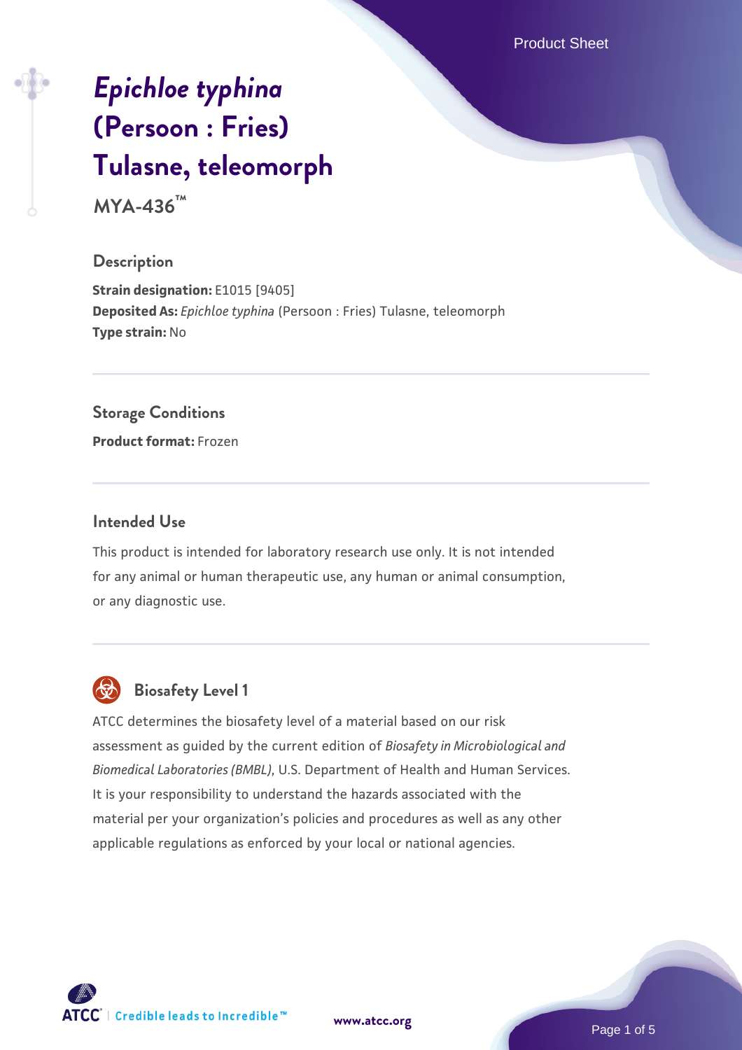# *Epichloe typhina* (Persoon : Fries) Tulasne, teleomorph

**MYA-436™**

## Description

**Strain designation:** E1015 [9405]
**Deposited As:** *Epichloe typhina* (Persoon : Fries) Tulasne, teleomorph
**Type strain:** No

## Storage Conditions

**Product format:** Frozen

## Intended Use

This product is intended for laboratory research use only. It is not intended for any animal or human therapeutic use, any human or animal consumption, or any diagnostic use.

## Biosafety Level 1

ATCC determines the biosafety level of a material based on our risk assessment as guided by the current edition of *Biosafety in Microbiological and Biomedical Laboratories (BMBL)*, U.S. Department of Health and Human Services. It is your responsibility to understand the hazards associated with the material per your organization's policies and procedures as well as any other applicable regulations as enforced by your local or national agencies.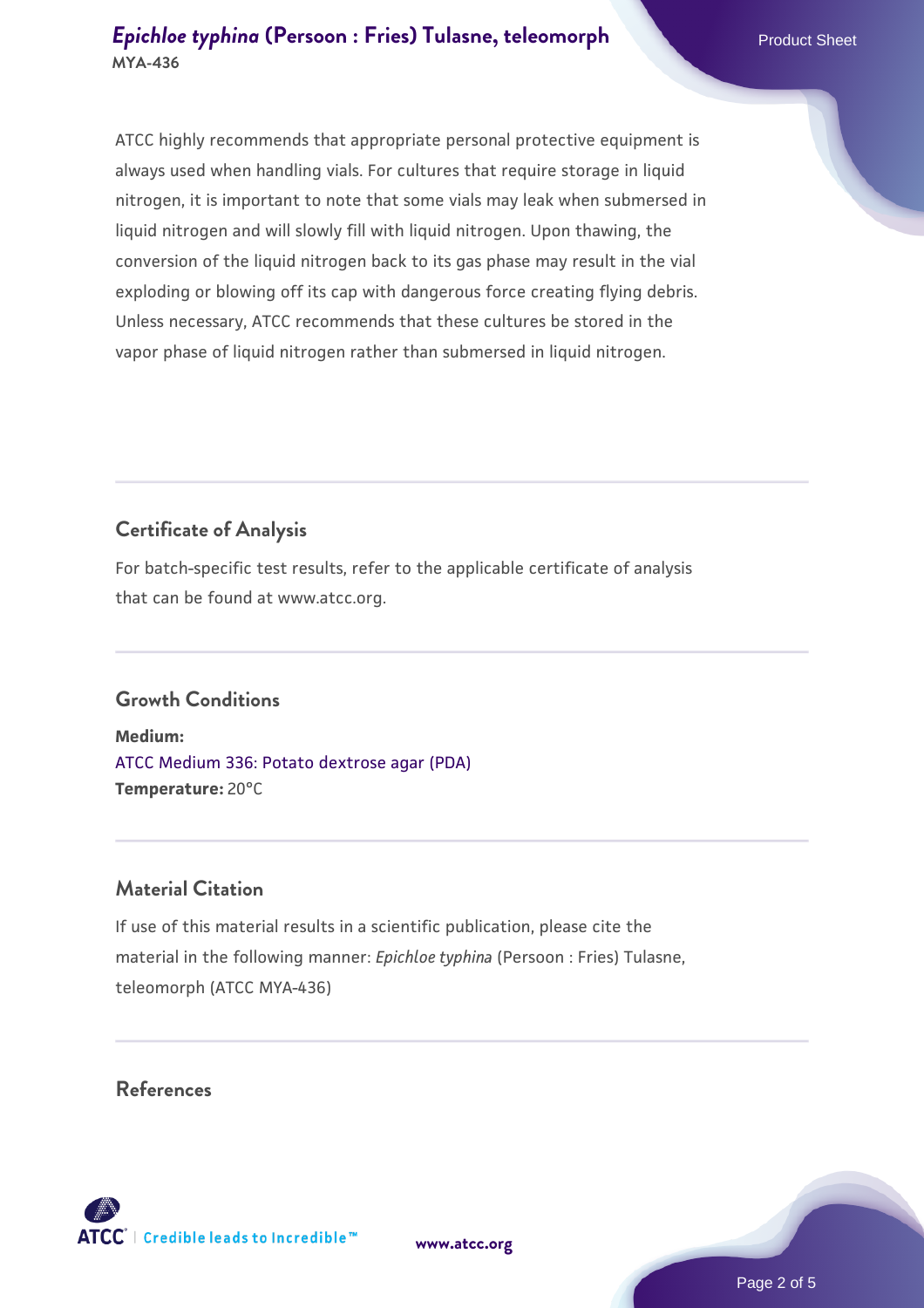ATCC highly recommends that appropriate personal protective equipment is always used when handling vials. For cultures that require storage in liquid nitrogen, it is important to note that some vials may leak when submersed in liquid nitrogen and will slowly fill with liquid nitrogen. Upon thawing, the conversion of the liquid nitrogen back to its gas phase may result in the vial exploding or blowing off its cap with dangerous force creating flying debris. Unless necessary, ATCC recommends that these cultures be stored in the vapor phase of liquid nitrogen rather than submersed in liquid nitrogen.

## Certificate of Analysis

For batch-specific test results, refer to the applicable certificate of analysis that can be found at www.atcc.org.

## Growth Conditions

**Medium:**
ATCC Medium 336: Potato dextrose agar (PDA)
**Temperature:** 20°C

## Material Citation

If use of this material results in a scientific publication, please cite the material in the following manner: *Epichloe typhina* (Persoon : Fries) Tulasne, teleomorph (ATCC MYA-436)

## References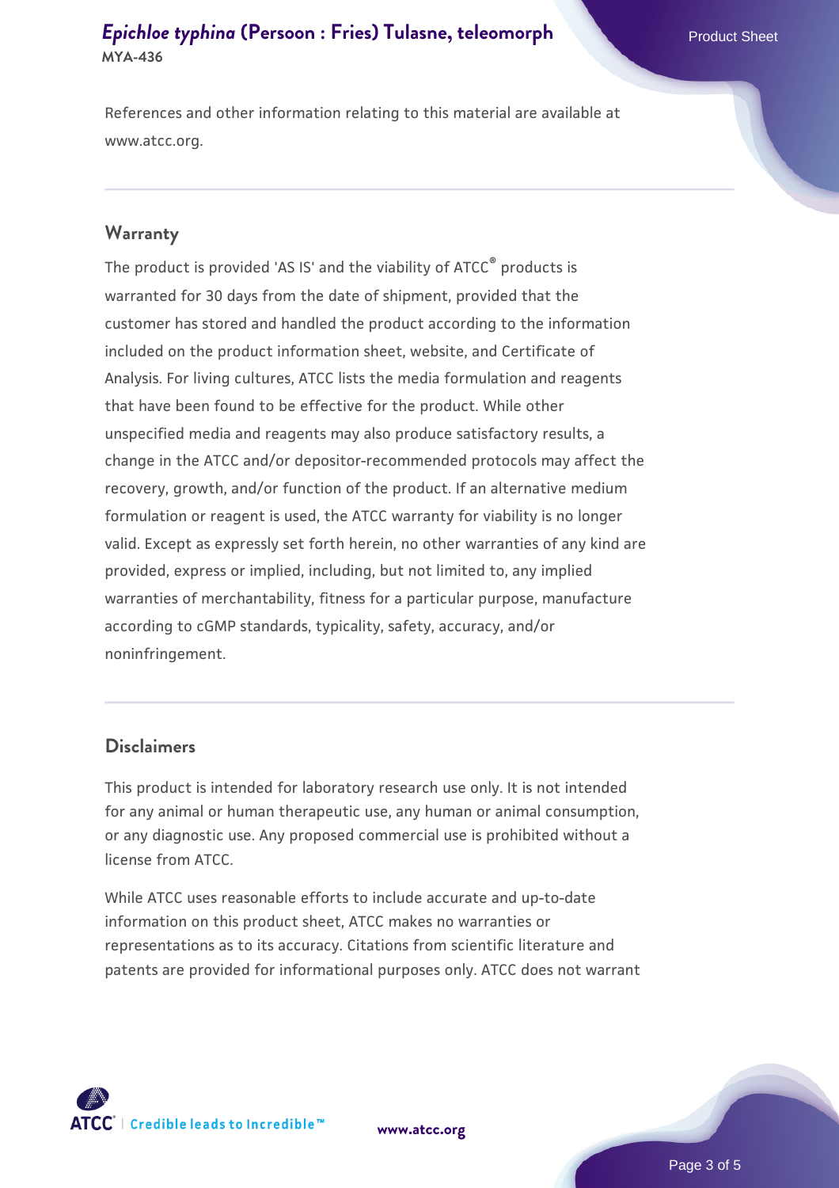References and other information relating to this material are available at www.atcc.org.

## Warranty

The product is provided 'AS IS' and the viability of ATCC® products is warranted for 30 days from the date of shipment, provided that the customer has stored and handled the product according to the information included on the product information sheet, website, and Certificate of Analysis. For living cultures, ATCC lists the media formulation and reagents that have been found to be effective for the product. While other unspecified media and reagents may also produce satisfactory results, a change in the ATCC and/or depositor-recommended protocols may affect the recovery, growth, and/or function of the product. If an alternative medium formulation or reagent is used, the ATCC warranty for viability is no longer valid. Except as expressly set forth herein, no other warranties of any kind are provided, express or implied, including, but not limited to, any implied warranties of merchantability, fitness for a particular purpose, manufacture according to cGMP standards, typicality, safety, accuracy, and/or noninfringement.

## Disclaimers

This product is intended for laboratory research use only. It is not intended for any animal or human therapeutic use, any human or animal consumption, or any diagnostic use. Any proposed commercial use is prohibited without a license from ATCC.

While ATCC uses reasonable efforts to include accurate and up-to-date information on this product sheet, ATCC makes no warranties or representations as to its accuracy. Citations from scientific literature and patents are provided for informational purposes only. ATCC does not warrant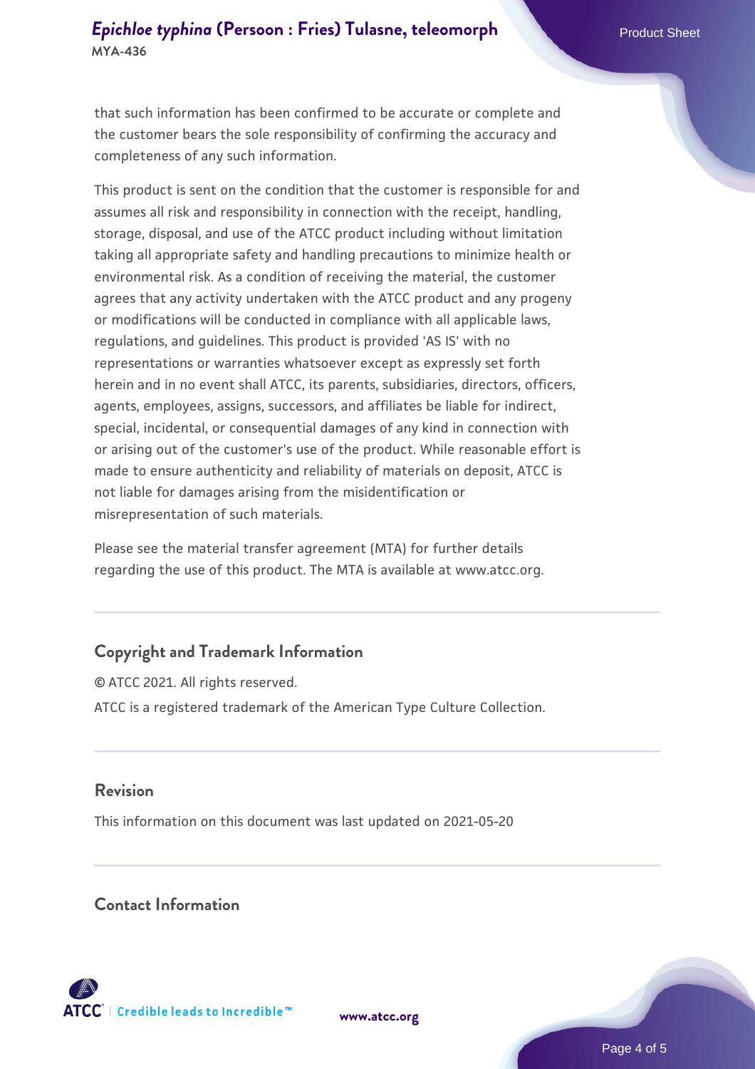that such information has been confirmed to be accurate or complete and the customer bears the sole responsibility of confirming the accuracy and completeness of any such information.

This product is sent on the condition that the customer is responsible for and assumes all risk and responsibility in connection with the receipt, handling, storage, disposal, and use of the ATCC product including without limitation taking all appropriate safety and handling precautions to minimize health or environmental risk. As a condition of receiving the material, the customer agrees that any activity undertaken with the ATCC product and any progeny or modifications will be conducted in compliance with all applicable laws, regulations, and guidelines. This product is provided 'AS IS' with no representations or warranties whatsoever except as expressly set forth herein and in no event shall ATCC, its parents, subsidiaries, directors, officers, agents, employees, assigns, successors, and affiliates be liable for indirect, special, incidental, or consequential damages of any kind in connection with or arising out of the customer's use of the product. While reasonable effort is made to ensure authenticity and reliability of materials on deposit, ATCC is not liable for damages arising from the misidentification or misrepresentation of such materials.

Please see the material transfer agreement (MTA) for further details regarding the use of this product. The MTA is available at www.atcc.org.

## Copyright and Trademark Information

© ATCC 2021. All rights reserved.

ATCC is a registered trademark of the American Type Culture Collection.

## Revision

This information on this document was last updated on 2021-05-20

## Contact Information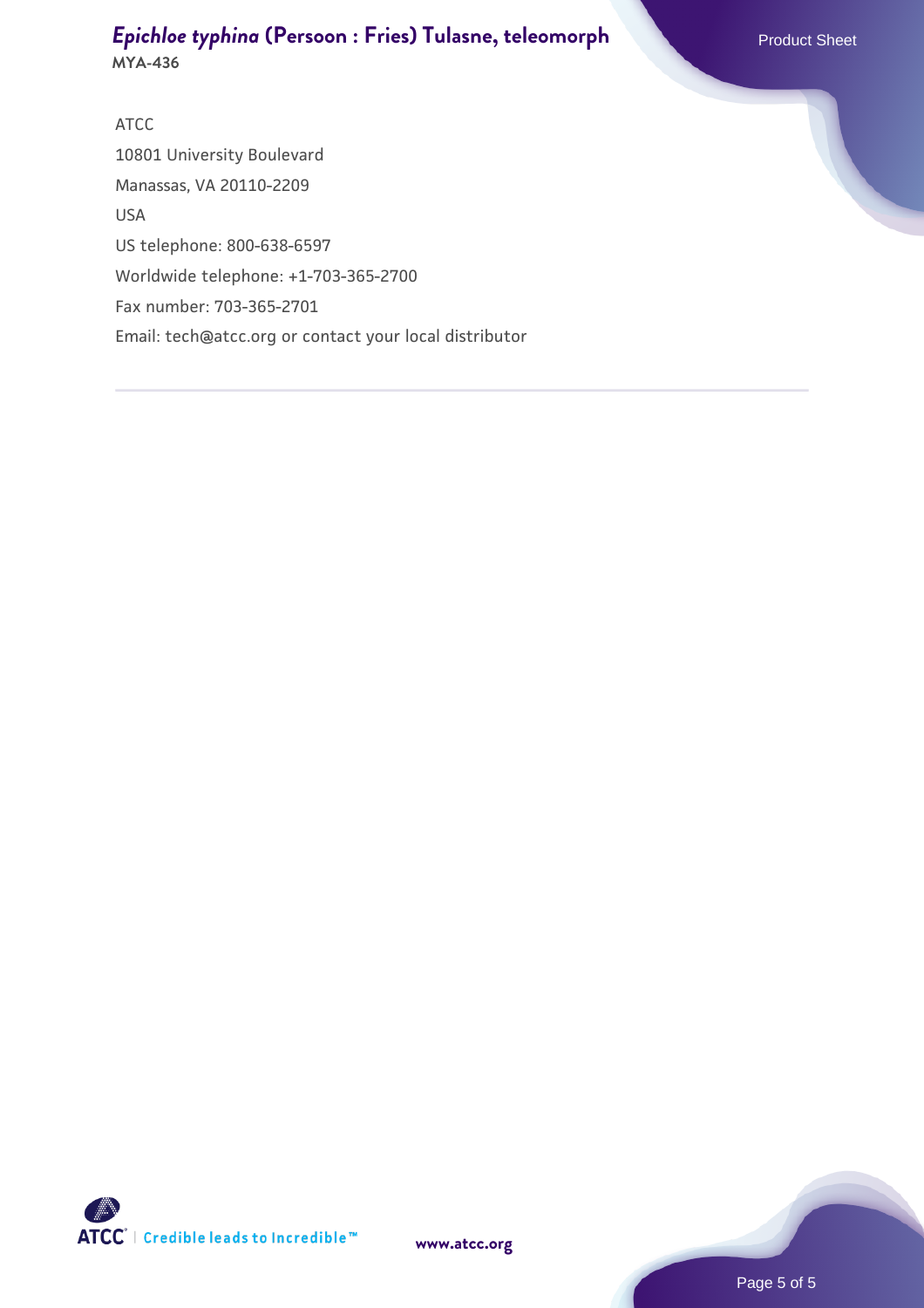ATCC

10801 University Boulevard

Manassas, VA 20110-2209

USA

US telephone: 800-638-6597

Worldwide telephone: +1-703-365-2700

Fax number: 703-365-2701

Email: tech@atcc.org or contact your local distributor